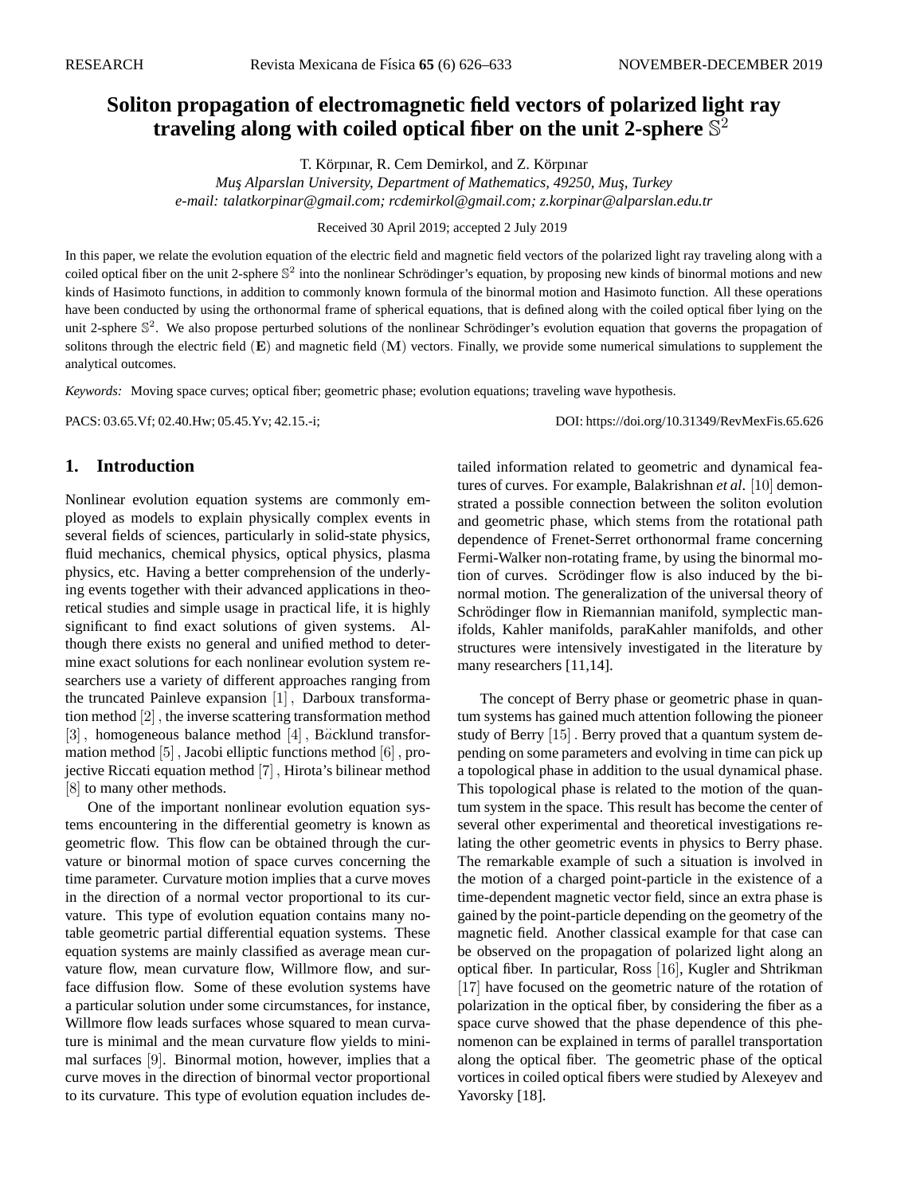# Soliton propagation of electromagnetic field vectors of polarized light ray traveling along with coiled optical fiber on the unit 2-sphere $\mathbb{S}^2$

T. Körpınar, R. Cem Demirkol, and Z. Körpınar

*Muş Alparslan University, Department of Mathematics, 49250, Muş, Turkey*
*e-mail: talatkorpinar@gmail.com; rcdemirkol@gmail.com; z.korpinar@alparslan.edu.tr*

Received 30 April 2019; accepted 2 July 2019

In this paper, we relate the evolution equation of the electric field and magnetic field vectors of the polarized light ray traveling along with a coiled optical fiber on the unit 2-sphere $\mathbb{S}^2$ into the nonlinear Schrödinger's equation, by proposing new kinds of binormal motions and new kinds of Hasimoto functions, in addition to commonly known formula of the binormal motion and Hasimoto function. All these operations have been conducted by using the orthonormal frame of spherical equations, that is defined along with the coiled optical fiber lying on the unit 2-sphere $\mathbb{S}^2$. We also propose perturbed solutions of the nonlinear Schrödinger's evolution equation that governs the propagation of solitons through the electric field $(\mathbf{E})$ and magnetic field $(\mathbf{M})$ vectors. Finally, we provide some numerical simulations to supplement the analytical outcomes.

*Keywords:* Moving space curves; optical fiber; geometric phase; evolution equations; traveling wave hypothesis.

PACS: 03.65.Vf; 02.40.Hw; 05.45.Yv; 42.15.-i;

DOI: https://doi.org/10.31349/RevMexFis.65.626

## 1. Introduction

Nonlinear evolution equation systems are commonly employed as models to explain physically complex events in several fields of sciences, particularly in solid-state physics, fluid mechanics, chemical physics, optical physics, plasma physics, etc. Having a better comprehension of the underlying events together with their advanced applications in theoretical studies and simple usage in practical life, it is highly significant to find exact solutions of given systems. Although there exists no general and unified method to determine exact solutions for each nonlinear evolution system researchers use a variety of different approaches ranging from the truncated Painleve expansion [1], Darboux transformation method [2], the inverse scattering transformation method [3], homogeneous balance method [4], Bäcklund transformation method [5], Jacobi elliptic functions method [6], projective Riccati equation method [7], Hirota's bilinear method [8] to many other methods.

One of the important nonlinear evolution equation systems encountering in the differential geometry is known as geometric flow. This flow can be obtained through the curvature or binormal motion of space curves concerning the time parameter. Curvature motion implies that a curve moves in the direction of a normal vector proportional to its curvature. This type of evolution equation contains many notable geometric partial differential equation systems. These equation systems are mainly classified as average mean curvature flow, mean curvature flow, Willmore flow, and surface diffusion flow. Some of these evolution systems have a particular solution under some circumstances, for instance, Willmore flow leads surfaces whose squared to mean curvature is minimal and the mean curvature flow yields to minimal surfaces [9]. Binormal motion, however, implies that a curve moves in the direction of binormal vector proportional to its curvature. This type of evolution equation includes detailed information related to geometric and dynamical features of curves. For example, Balakrishnan *et al*. [10] demonstrated a possible connection between the soliton evolution and geometric phase, which stems from the rotational path dependence of Frenet-Serret orthonormal frame concerning Fermi-Walker non-rotating frame, by using the binormal motion of curves. Scrödinger flow is also induced by the binormal motion. The generalization of the universal theory of Schrödinger flow in Riemannian manifold, symplectic manifolds, Kahler manifolds, paraKahler manifolds, and other structures were intensively investigated in the literature by many researchers [11,14].

The concept of Berry phase or geometric phase in quantum systems has gained much attention following the pioneer study of Berry [15]. Berry proved that a quantum system depending on some parameters and evolving in time can pick up a topological phase in addition to the usual dynamical phase. This topological phase is related to the motion of the quantum system in the space. This result has become the center of several other experimental and theoretical investigations relating the other geometric events in physics to Berry phase. The remarkable example of such a situation is involved in the motion of a charged point-particle in the existence of a time-dependent magnetic vector field, since an extra phase is gained by the point-particle depending on the geometry of the magnetic field. Another classical example for that case can be observed on the propagation of polarized light along an optical fiber. In particular, Ross [16], Kugler and Shtrikman [17] have focused on the geometric nature of the rotation of polarization in the optical fiber, by considering the fiber as a space curve showed that the phase dependence of this phenomenon can be explained in terms of parallel transportation along the optical fiber. The geometric phase of the optical vortices in coiled optical fibers were studied by Alexeyev and Yavorsky [18].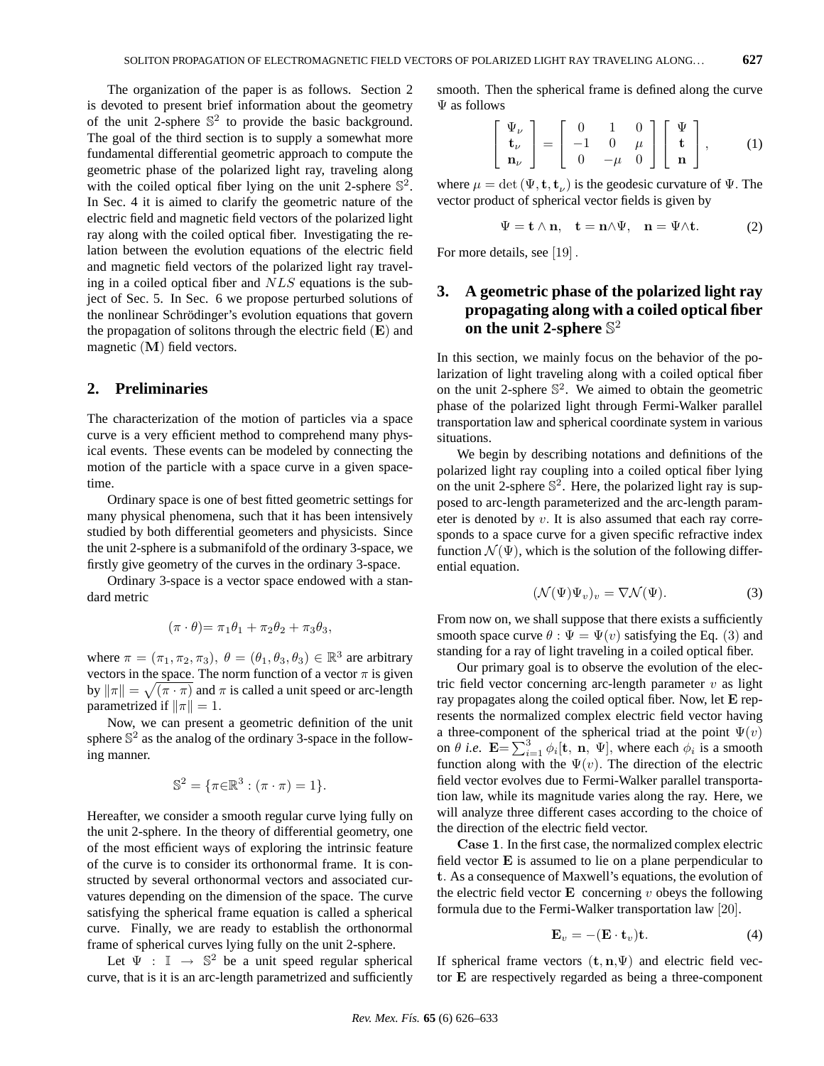The organization of the paper is as follows. Section 2 is devoted to present brief information about the geometry of the unit 2-sphere $\mathbb{S}^2$ to provide the basic background. The goal of the third section is to supply a somewhat more fundamental differential geometric approach to compute the geometric phase of the polarized light ray, traveling along with the coiled optical fiber lying on the unit 2-sphere $\mathbb{S}^2$. In Sec. 4 it is aimed to clarify the geometric nature of the electric field and magnetic field vectors of the polarized light ray along with the coiled optical fiber. Investigating the relation between the evolution equations of the electric field and magnetic field vectors of the polarized light ray traveling in a coiled optical fiber and $NLS$ equations is the subject of Sec. 5. In Sec. 6 we propose perturbed solutions of the nonlinear Schrödinger's evolution equations that govern the propagation of solitons through the electric field ($\mathbf{E}$) and magnetic ($\mathbf{M}$) field vectors.

## 2. Preliminaries

The characterization of the motion of particles via a space curve is a very efficient method to comprehend many physical events. These events can be modeled by connecting the motion of the particle with a space curve in a given spacetime.

Ordinary space is one of best fitted geometric settings for many physical phenomena, such that it has been intensively studied by both differential geometers and physicists. Since the unit 2-sphere is a submanifold of the ordinary 3-space, we firstly give geometry of the curves in the ordinary 3-space.

Ordinary 3-space is a vector space endowed with a standard metric

$$(\pi \cdot \theta)= \pi_1\theta_1 + \pi_2\theta_2 + \pi_3\theta_3,$$

where $\pi = (\pi_1, \pi_2, \pi_3),\ \theta = (\theta_1, \theta_3, \theta_3) \in \mathbb{R}^3$ are arbitrary vectors in the space. The norm function of a vector $\pi$ is given by $\|\pi\| = \sqrt{(\pi \cdot \pi)}$ and $\pi$ is called a unit speed or arc-length parametrized if $\|\pi\| = 1$.

Now, we can present a geometric definition of the unit sphere $\mathbb{S}^2$ as the analog of the ordinary 3-space in the following manner.

$$\mathbb{S}^2 = \{\pi\in\mathbb{R}^3 : (\pi \cdot \pi) = 1\}.$$

Hereafter, we consider a smooth regular curve lying fully on the unit 2-sphere. In the theory of differential geometry, one of the most efficient ways of exploring the intrinsic feature of the curve is to consider its orthonormal frame. It is constructed by several orthonormal vectors and associated curvatures depending on the dimension of the space. The curve satisfying the spherical frame equation is called a spherical curve. Finally, we are ready to establish the orthonormal frame of spherical curves lying fully on the unit 2-sphere.

Let $\Psi : \mathbb{I} \rightarrow \mathbb{S}^2$ be a unit speed regular spherical curve, that is it is an arc-length parametrized and sufficiently smooth. Then the spherical frame is defined along the curve $\Psi$ as follows

$$\begin{bmatrix} \Psi_\nu \\ \mathbf{t}_\nu \\ \mathbf{n}_\nu \end{bmatrix} = \begin{bmatrix} 0 & 1 & 0 \\ -1 & 0 & \mu \\ 0 & -\mu & 0 \end{bmatrix} \begin{bmatrix} \Psi \\ \mathbf{t} \\ \mathbf{n} \end{bmatrix}, \qquad (1)$$

where $\mu = \det(\Psi, \mathbf{t}, \mathbf{t}_\nu)$ is the geodesic curvature of $\Psi$. The vector product of spherical vector fields is given by

$$\Psi = \mathbf{t} \wedge \mathbf{n}, \quad \mathbf{t} = \mathbf{n}\wedge\Psi, \quad \mathbf{n} = \Psi\wedge\mathbf{t}. \qquad (2)$$

For more details, see [19].

## 3. A geometric phase of the polarized light ray propagating along with a coiled optical fiber on the unit 2-sphere $\mathbb{S}^2$

In this section, we mainly focus on the behavior of the polarization of light traveling along with a coiled optical fiber on the unit 2-sphere $\mathbb{S}^2$. We aimed to obtain the geometric phase of the polarized light through Fermi-Walker parallel transportation law and spherical coordinate system in various situations.

We begin by describing notations and definitions of the polarized light ray coupling into a coiled optical fiber lying on the unit 2-sphere $\mathbb{S}^2$. Here, the polarized light ray is supposed to arc-length parameterized and the arc-length parameter is denoted by $v$. It is also assumed that each ray corresponds to a space curve for a given specific refractive index function $\mathcal{N}(\Psi)$, which is the solution of the following differential equation.

$$(\mathcal{N}(\Psi)\Psi_v)_v = \nabla\mathcal{N}(\Psi). \qquad (3)$$

From now on, we shall suppose that there exists a sufficiently smooth space curve $\theta : \Psi = \Psi(v)$ satisfying the Eq. (3) and standing for a ray of light traveling in a coiled optical fiber.

Our primary goal is to observe the evolution of the electric field vector concerning arc-length parameter $v$ as light ray propagates along the coiled optical fiber. Now, let $\mathbf{E}$ represents the normalized complex electric field vector having a three-component of the spherical triad at the point $\Psi(v)$ on $\theta$ *i.e.* $\mathbf{E}=\sum_{i=1}^{3}\phi_i[\mathbf{t},\ \mathbf{n},\ \Psi]$, where each $\phi_i$ is a smooth function along with the $\Psi(v)$. The direction of the electric field vector evolves due to Fermi-Walker parallel transportation law, while its magnitude varies along the ray. Here, we will analyze three different cases according to the choice of the direction of the electric field vector.

**Case 1**. In the first case, the normalized complex electric field vector $\mathbf{E}$ is assumed to lie on a plane perpendicular to $\mathbf{t}$. As a consequence of Maxwell's equations, the evolution of the electric field vector $\mathbf{E}$ concerning $v$ obeys the following formula due to the Fermi-Walker transportation law [20].

$$\mathbf{E}_v = -(\mathbf{E} \cdot \mathbf{t}_v)\mathbf{t}. \qquad (4)$$

If spherical frame vectors $(\mathbf{t}, \mathbf{n},\Psi)$ and electric field vector $\mathbf{E}$ are respectively regarded as being a three-component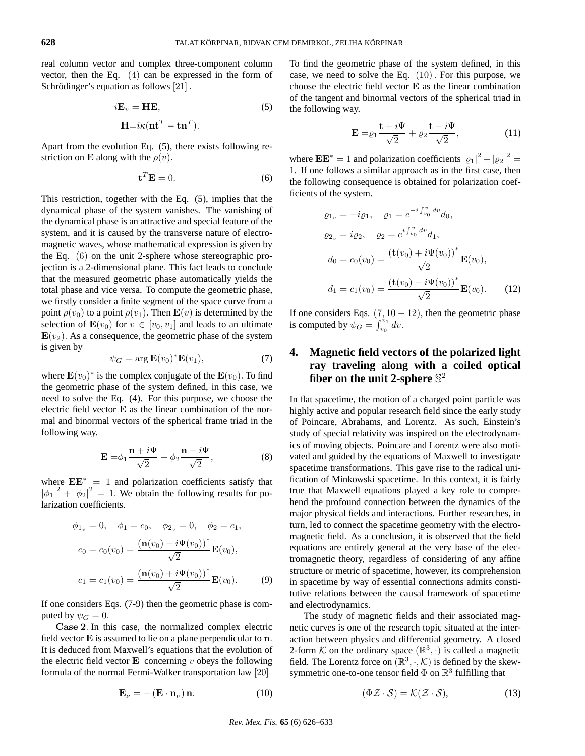real column vector and complex three-component column vector, then the Eq. $(4)$ can be expressed in the form of Schrödinger's equation as follows $[21]$.

$$
\begin{aligned}
i\mathbf{E}_v &= \mathbf{H}\mathbf{E}, \\
\mathbf{H} &= i\kappa(\mathbf{n}\mathbf{t}^T - \mathbf{t}\mathbf{n}^T).
\end{aligned} \tag{5}
$$

Apart from the evolution Eq. (5), there exists following restriction on $\mathbf{E}$ along with the $\rho(v)$.

$$
\mathbf{t}^T\mathbf{E} = 0. \tag{6}
$$

This restriction, together with the Eq. (5), implies that the dynamical phase of the system vanishes. The vanishing of the dynamical phase is an attractive and special feature of the system, and it is caused by the transverse nature of electromagnetic waves, whose mathematical expression is given by the Eq. $(6)$ on the unit 2-sphere whose stereographic projection is a 2-dimensional plane. This fact leads to conclude that the measured geometric phase automatically yields the total phase and vice versa. To compute the geometric phase, we firstly consider a finite segment of the space curve from a point $\rho(v_0)$ to a point $\rho(v_1)$. Then $\mathbf{E}(v)$ is determined by the selection of $\mathbf{E}(v_0)$ for $v \in [v_0, v_1]$ and leads to an ultimate $\mathbf{E}(v_2)$. As a consequence, the geometric phase of the system is given by

$$
\psi_G = \arg \mathbf{E}(v_0)^*\mathbf{E}(v_1), \tag{7}
$$

where $\mathbf{E}(v_0)^*$ is the complex conjugate of the $\mathbf{E}(v_0)$. To find the geometric phase of the system defined, in this case, we need to solve the Eq. (4). For this purpose, we choose the electric field vector $\mathbf{E}$ as the linear combination of the normal and binormal vectors of the spherical frame triad in the following way.

$$
\mathbf{E} = \phi_1 \frac{\mathbf{n} + i\Psi}{\sqrt{2}} + \phi_2 \frac{\mathbf{n} - i\Psi}{\sqrt{2}}, \tag{8}
$$

where $\mathbf{E}\mathbf{E}^* = 1$ and polarization coefficients satisfy that $|\phi_1|^2 + |\phi_2|^2 = 1$. We obtain the following results for polarization coefficients.

$$
\begin{aligned}
&\phi_{1_v} = 0, \quad \phi_1 = c_0, \quad \phi_{2_v} = 0, \quad \phi_2 = c_1, \\
&c_0 = c_0(v_0) = \frac{(\mathbf{n}(v_0) - i\Psi(v_0))^*}{\sqrt{2}}\mathbf{E}(v_0), \\
&c_1 = c_1(v_0) = \frac{(\mathbf{n}(v_0) + i\Psi(v_0))^*}{\sqrt{2}}\mathbf{E}(v_0).
\end{aligned} \tag{9}
$$

If one considers Eqs. (7-9) then the geometric phase is computed by $\psi_G = 0$.

**Case 2**. In this case, the normalized complex electric field vector $\mathbf{E}$ is assumed to lie on a plane perpendicular to $\mathbf{n}$. It is deduced from Maxwell's equations that the evolution of the electric field vector $\mathbf{E}$ concerning $v$ obeys the following formula of the normal Fermi-Walker transportation law $[20]$

$$
\mathbf{E}_\nu = -(\mathbf{E} \cdot \mathbf{n}_\nu)\,\mathbf{n}. \tag{10}
$$

To find the geometric phase of the system defined, in this case, we need to solve the Eq. $(10)$. For this purpose, we choose the electric field vector $\mathbf{E}$ as the linear combination of the tangent and binormal vectors of the spherical triad in the following way.

$$
\mathbf{E} = \varrho_1 \frac{\mathbf{t} + i\Psi}{\sqrt{2}} + \varrho_2 \frac{\mathbf{t} - i\Psi}{\sqrt{2}}, \tag{11}
$$

where $\mathbf{E}\mathbf{E}^* = 1$ and polarization coefficients $|\varrho_1|^2 + |\varrho_2|^2 = 1$. If one follows a similar approach as in the first case, then the following consequence is obtained for polarization coefficients of the system.

$$
\begin{aligned}
&\varrho_{1_v} = -i\varrho_1, \quad \varrho_1 = e^{-i\int_{v_0}^{v} dv} d_0, \\
&\varrho_{2_v} = i\varrho_2, \quad \varrho_2 = e^{i\int_{v_0}^{v} dv} d_1, \\
&d_0 = c_0(v_0) = \frac{(\mathbf{t}(v_0) + i\Psi(v_0))^*}{\sqrt{2}}\mathbf{E}(v_0), \\
&d_1 = c_1(v_0) = \frac{(\mathbf{t}(v_0) - i\Psi(v_0))^*}{\sqrt{2}}\mathbf{E}(v_0).
\end{aligned} \tag{12}
$$

If one considers Eqs. $(7, 10-12)$, then the geometric phase is computed by $\psi_G = \int_{v_0}^{v_1} dv$.

## 4. Magnetic field vectors of the polarized light ray traveling along with a coiled optical fiber on the unit 2-sphere $\mathbb{S}^2$

In flat spacetime, the motion of a charged point particle was highly active and popular research field since the early study of Poincare, Abrahams, and Lorentz. As such, Einstein's study of special relativity was inspired on the electrodynamics of moving objects. Poincare and Lorentz were also motivated and guided by the equations of Maxwell to investigate spacetime transformations. This gave rise to the radical unification of Minkowski spacetime. In this context, it is fairly true that Maxwell equations played a key role to comprehend the profound connection between the dynamics of the major physical fields and interactions. Further researches, in turn, led to connect the spacetime geometry with the electromagnetic field. As a conclusion, it is observed that the field equations are entirely general at the very base of the electromagnetic theory, regardless of considering of any affine structure or metric of spacetime, however, its comprehension in spacetime by way of essential connections admits constitutive relations between the causal framework of spacetime and electrodynamics.

The study of magnetic fields and their associated magnetic curves is one of the research topic situated at the interaction between physics and differential geometry. A closed 2-form $\mathcal{K}$ on the ordinary space $(\mathbb{R}^3, \cdot)$ is called a magnetic field. The Lorentz force on $(\mathbb{R}^3, \cdot, \mathcal{K})$ is defined by the skew-symmetric one-to-one tensor field $\Phi$ on $\mathbb{R}^3$ fulfilling that

$$
(\Phi\mathcal{Z} \cdot \mathcal{S}) = \mathcal{K}(\mathcal{Z} \cdot \mathcal{S}), \tag{13}
$$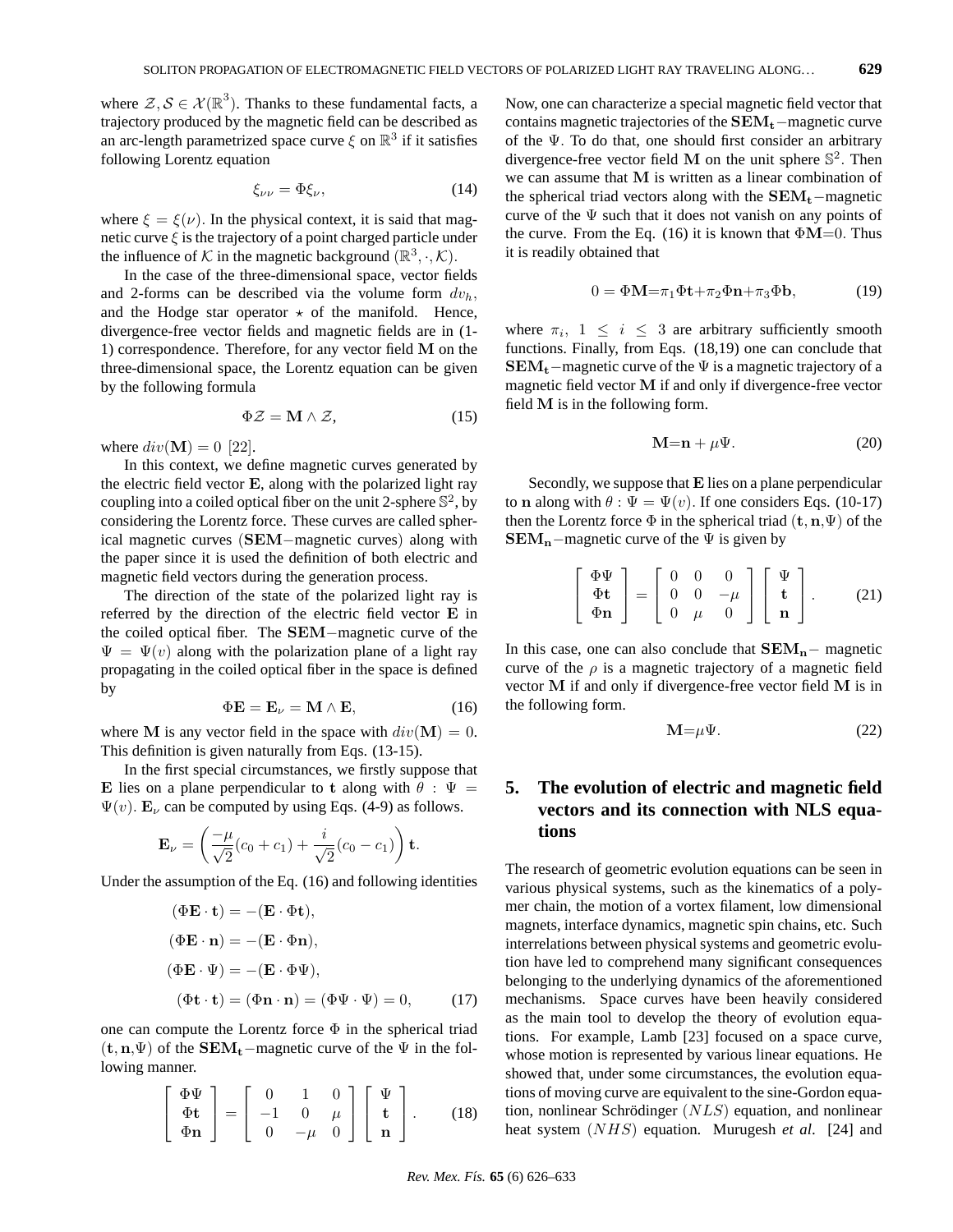where $\mathcal{Z}, \mathcal{S} \in \mathcal{X}(\mathbb{R}^3)$. Thanks to these fundamental facts, a trajectory produced by the magnetic field can be described as an arc-length parametrized space curve $\xi$ on $\mathbb{R}^3$ if it satisfies following Lorentz equation

$$\xi_{\nu\nu} = \Phi\xi_\nu, \tag{14}$$

where $\xi = \xi(\nu)$. In the physical context, it is said that magnetic curve $\xi$ is the trajectory of a point charged particle under the influence of $\mathcal{K}$ in the magnetic background $(\mathbb{R}^3, \cdot, \mathcal{K})$.

In the case of the three-dimensional space, vector fields and 2-forms can be described via the volume form $dv_h$, and the Hodge star operator $\star$ of the manifold. Hence, divergence-free vector fields and magnetic fields are in (1-1) correspondence. Therefore, for any vector field $\mathbf{M}$ on the three-dimensional space, the Lorentz equation can be given by the following formula

$$\Phi\mathcal{Z} = \mathbf{M} \wedge \mathcal{Z}, \tag{15}$$

where $div(\mathbf{M}) = 0$ [22].

In this context, we define magnetic curves generated by the electric field vector $\mathbf{E}$, along with the polarized light ray coupling into a coiled optical fiber on the unit 2-sphere $\mathbb{S}^2$, by considering the Lorentz force. These curves are called spherical magnetic curves ($\mathbf{SEM}-$magnetic curves) along with the paper since it is used the definition of both electric and magnetic field vectors during the generation process.

The direction of the state of the polarized light ray is referred by the direction of the electric field vector $\mathbf{E}$ in the coiled optical fiber. The $\mathbf{SEM}-$magnetic curve of the $\Psi = \Psi(v)$ along with the polarization plane of a light ray propagating in the coiled optical fiber in the space is defined by

$$\Phi\mathbf{E} = \mathbf{E}_\nu = \mathbf{M} \wedge \mathbf{E}, \tag{16}$$

where $\mathbf{M}$ is any vector field in the space with $div(\mathbf{M}) = 0$. This definition is given naturally from Eqs. (13-15).

In the first special circumstances, we firstly suppose that $\mathbf{E}$ lies on a plane perpendicular to $\mathbf{t}$ along with $\theta : \Psi = \Psi(v)$. $\mathbf{E}_\nu$ can be computed by using Eqs. (4-9) as follows.

$$\mathbf{E}_\nu = \left( \frac{-\mu}{\sqrt{2}}(c_0 + c_1) + \frac{i}{\sqrt{2}}(c_0 - c_1) \right) \mathbf{t}.$$

Under the assumption of the Eq. (16) and following identities

$$\begin{aligned}
(\Phi\mathbf{E} \cdot \mathbf{t}) &= -(\mathbf{E} \cdot \Phi\mathbf{t}), \\
(\Phi\mathbf{E} \cdot \mathbf{n}) &= -(\mathbf{E} \cdot \Phi\mathbf{n}), \\
(\Phi\mathbf{E} \cdot \Psi) &= -(\mathbf{E} \cdot \Phi\Psi), \\
(\Phi\mathbf{t} \cdot \mathbf{t}) &= (\Phi\mathbf{n} \cdot \mathbf{n}) = (\Phi\Psi \cdot \Psi) = 0,
\end{aligned} \tag{17}$$

one can compute the Lorentz force $\Phi$ in the spherical triad $(\mathbf{t}, \mathbf{n}, \Psi)$ of the $\mathbf{SEM_t}-$magnetic curve of the $\Psi$ in the following manner.

$$\begin{bmatrix} \Phi\Psi \\ \Phi\mathbf{t} \\ \Phi\mathbf{n} \end{bmatrix} = \begin{bmatrix} 0 & 1 & 0 \\ -1 & 0 & \mu \\ 0 & -\mu & 0 \end{bmatrix} \begin{bmatrix} \Psi \\ \mathbf{t} \\ \mathbf{n} \end{bmatrix}. \tag{18}$$

Now, one can characterize a special magnetic field vector that contains magnetic trajectories of the $\mathbf{SEM_t}-$magnetic curve of the $\Psi$. To do that, one should first consider an arbitrary divergence-free vector field $\mathbf{M}$ on the unit sphere $\mathbb{S}^2$. Then we can assume that $\mathbf{M}$ is written as a linear combination of the spherical triad vectors along with the $\mathbf{SEM_t}-$magnetic curve of the $\Psi$ such that it does not vanish on any points of the curve. From the Eq. (16) it is known that $\Phi\mathbf{M}=0$. Thus it is readily obtained that

$$0 = \Phi\mathbf{M} = \pi_1\Phi\mathbf{t} + \pi_2\Phi\mathbf{n} + \pi_3\Phi\mathbf{b}, \tag{19}$$

where $\pi_i$, $1 \leq i \leq 3$ are arbitrary sufficiently smooth functions. Finally, from Eqs. (18,19) one can conclude that $\mathbf{SEM_t}-$magnetic curve of the $\Psi$ is a magnetic trajectory of a magnetic field vector $\mathbf{M}$ if and only if divergence-free vector field $\mathbf{M}$ is in the following form.

$$\mathbf{M} = \mathbf{n} + \mu\Psi. \tag{20}$$

Secondly, we suppose that $\mathbf{E}$ lies on a plane perpendicular to $\mathbf{n}$ along with $\theta : \Psi = \Psi(v)$. If one considers Eqs. (10-17) then the Lorentz force $\Phi$ in the spherical triad $(\mathbf{t}, \mathbf{n}, \Psi)$ of the $\mathbf{SEM_n}-$magnetic curve of the $\Psi$ is given by

$$\begin{bmatrix} \Phi\Psi \\ \Phi\mathbf{t} \\ \Phi\mathbf{n} \end{bmatrix} = \begin{bmatrix} 0 & 0 & 0 \\ 0 & 0 & -\mu \\ 0 & \mu & 0 \end{bmatrix} \begin{bmatrix} \Psi \\ \mathbf{t} \\ \mathbf{n} \end{bmatrix}. \tag{21}$$

In this case, one can also conclude that $\mathbf{SEM_n}-$ magnetic curve of the $\rho$ is a magnetic trajectory of a magnetic field vector $\mathbf{M}$ if and only if divergence-free vector field $\mathbf{M}$ is in the following form.

$$\mathbf{M} = \mu\Psi. \tag{22}$$

## 5. The evolution of electric and magnetic field vectors and its connection with NLS equations

The research of geometric evolution equations can be seen in various physical systems, such as the kinematics of a polymer chain, the motion of a vortex filament, low dimensional magnets, interface dynamics, magnetic spin chains, etc. Such interrelations between physical systems and geometric evolution have led to comprehend many significant consequences belonging to the underlying dynamics of the aforementioned mechanisms. Space curves have been heavily considered as the main tool to develop the theory of evolution equations. For example, Lamb [23] focused on a space curve, whose motion is represented by various linear equations. He showed that, under some circumstances, the evolution equations of moving curve are equivalent to the sine-Gordon equation, nonlinear Schrödinger $(NLS)$ equation, and nonlinear heat system $(NHS)$ equation. Murugesh *et al*. [24] and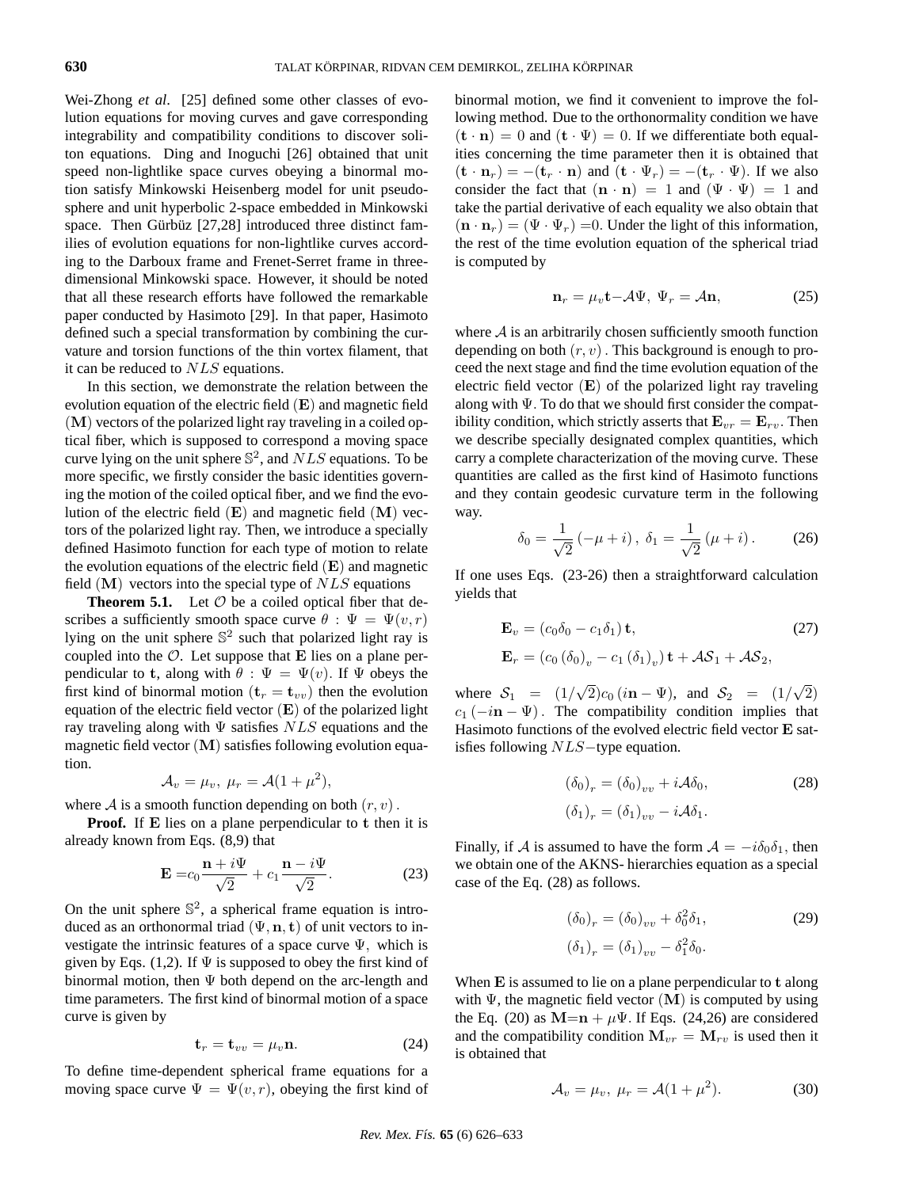Wei-Zhong *et al*. [25] defined some other classes of evolution equations for moving curves and gave corresponding integrability and compatibility conditions to discover soliton equations. Ding and Inoguchi [26] obtained that unit speed non-lightlike space curves obeying a binormal motion satisfy Minkowski Heisenberg model for unit pseudosphere and unit hyperbolic 2-space embedded in Minkowski space. Then Gürbüz [27,28] introduced three distinct families of evolution equations for non-lightlike curves according to the Darboux frame and Frenet-Serret frame in three-dimensional Minkowski space. However, it should be noted that all these research efforts have followed the remarkable paper conducted by Hasimoto [29]. In that paper, Hasimoto defined such a special transformation by combining the curvature and torsion functions of the thin vortex filament, that it can be reduced to $NLS$ equations.

In this section, we demonstrate the relation between the evolution equation of the electric field $(\mathbf{E})$ and magnetic field $(\mathbf{M})$ vectors of the polarized light ray traveling in a coiled optical fiber, which is supposed to correspond a moving space curve lying on the unit sphere $\mathbb{S}^2$, and $NLS$ equations. To be more specific, we firstly consider the basic identities governing the motion of the coiled optical fiber, and we find the evolution of the electric field $(\mathbf{E})$ and magnetic field $(\mathbf{M})$ vectors of the polarized light ray. Then, we introduce a specially defined Hasimoto function for each type of motion to relate the evolution equations of the electric field $(\mathbf{E})$ and magnetic field $(\mathbf{M})$ vectors into the special type of $NLS$ equations

**Theorem 5.1.** Let $\mathcal{O}$ be a coiled optical fiber that describes a sufficiently smooth space curve $\theta : \Psi = \Psi(v,r)$ lying on the unit sphere $\mathbb{S}^2$ such that polarized light ray is coupled into the $\mathcal{O}$. Let suppose that $\mathbf{E}$ lies on a plane perpendicular to $\mathbf{t}$, along with $\theta : \Psi = \Psi(v)$. If $\Psi$ obeys the first kind of binormal motion $(\mathbf{t}_r = \mathbf{t}_{vv})$ then the evolution equation of the electric field vector $(\mathbf{E})$ of the polarized light ray traveling along with $\Psi$ satisfies $NLS$ equations and the magnetic field vector $(\mathbf{M})$ satisfies following evolution equation.

$$\mathcal{A}_v = \mu_v,\ \mu_r = \mathcal{A}(1+\mu^2),$$

where $\mathcal{A}$ is a smooth function depending on both $(r,v)$.

**Proof.** If $\mathbf{E}$ lies on a plane perpendicular to $\mathbf{t}$ then it is already known from Eqs. (8,9) that

$$\mathbf{E} = c_0 \frac{\mathbf{n}+i\Psi}{\sqrt{2}} + c_1 \frac{\mathbf{n}-i\Psi}{\sqrt{2}}. \tag{23}$$

On the unit sphere $\mathbb{S}^2$, a spherical frame equation is introduced as an orthonormal triad $(\Psi,\mathbf{n},\mathbf{t})$ of unit vectors to investigate the intrinsic features of a space curve $\Psi,$ which is given by Eqs. (1,2). If $\Psi$ is supposed to obey the first kind of binormal motion, then $\Psi$ both depend on the arc-length and time parameters. The first kind of binormal motion of a space curve is given by

$$\mathbf{t}_r = \mathbf{t}_{vv} = \mu_v \mathbf{n}. \tag{24}$$

To define time-dependent spherical frame equations for a moving space curve $\Psi = \Psi(v,r)$, obeying the first kind of binormal motion, we find it convenient to improve the following method. Due to the orthonormality condition we have $(\mathbf{t}\cdot\mathbf{n}) = 0$ and $(\mathbf{t}\cdot\Psi) = 0$. If we differentiate both equalities concerning the time parameter then it is obtained that $(\mathbf{t}\cdot\mathbf{n}_r) = -(\mathbf{t}_r\cdot\mathbf{n})$ and $(\mathbf{t}\cdot\Psi_r) = -(\mathbf{t}_r\cdot\Psi)$. If we also consider the fact that $(\mathbf{n}\cdot\mathbf{n}) = 1$ and $(\Psi\cdot\Psi) = 1$ and take the partial derivative of each equality we also obtain that $(\mathbf{n}\cdot\mathbf{n}_r) = (\Psi\cdot\Psi_r) = 0$. Under the light of this information, the rest of the time evolution equation of the spherical triad is computed by

$$\mathbf{n}_r = \mu_v \mathbf{t} - \mathcal{A}\Psi,\ \Psi_r = \mathcal{A}\mathbf{n}, \tag{25}$$

where $\mathcal{A}$ is an arbitrarily chosen sufficiently smooth function depending on both $(r,v)$. This background is enough to proceed the next stage and find the time evolution equation of the electric field vector $(\mathbf{E})$ of the polarized light ray traveling along with $\Psi$. To do that we should first consider the compatibility condition, which strictly asserts that $\mathbf{E}_{vr} = \mathbf{E}_{rv}$. Then we describe specially designated complex quantities, which carry a complete characterization of the moving curve. These quantities are called as the first kind of Hasimoto functions and they contain geodesic curvature term in the following way.

$$\delta_0 = \frac{1}{\sqrt{2}}(-\mu+i),\ \delta_1 = \frac{1}{\sqrt{2}}(\mu+i). \tag{26}$$

If one uses Eqs. (23-26) then a straightforward calculation yields that

$$\begin{aligned} \mathbf{E}_v &= (c_0\delta_0 - c_1\delta_1)\,\mathbf{t}, \\ \mathbf{E}_r &= \left(c_0(\delta_0)_v - c_1(\delta_1)_v\right)\mathbf{t} + \mathcal{A}\mathcal{S}_1 + \mathcal{A}\mathcal{S}_2, \end{aligned} \tag{27}$$

where $\mathcal{S}_1 = (1/\sqrt{2})c_0(i\mathbf{n}-\Psi)$, and $\mathcal{S}_2 = (1/\sqrt{2})c_1(-i\mathbf{n}-\Psi)$. The compatibility condition implies that Hasimoto functions of the evolved electric field vector $\mathbf{E}$ satisfies following $NLS-$type equation.

$$\begin{aligned} (\delta_0)_r &= (\delta_0)_{vv} + i\mathcal{A}\delta_0, \\ (\delta_1)_r &= (\delta_1)_{vv} - i\mathcal{A}\delta_1. \end{aligned} \tag{28}$$

Finally, if $\mathcal{A}$ is assumed to have the form $\mathcal{A} = -i\delta_0\delta_1$, then we obtain one of the AKNS- hierarchies equation as a special case of the Eq. (28) as follows.

$$\begin{aligned} (\delta_0)_r &= (\delta_0)_{vv} + \delta_0^2\delta_1, \\ (\delta_1)_r &= (\delta_1)_{vv} - \delta_1^2\delta_0. \end{aligned} \tag{29}$$

When $\mathbf{E}$ is assumed to lie on a plane perpendicular to $\mathbf{t}$ along with $\Psi$, the magnetic field vector $(\mathbf{M})$ is computed by using the Eq. (20) as $\mathbf{M}=\mathbf{n}+\mu\Psi$. If Eqs. (24,26) are considered and the compatibility condition $\mathbf{M}_{vr} = \mathbf{M}_{rv}$ is used then it is obtained that

$$\mathcal{A}_v = \mu_v,\ \mu_r = \mathcal{A}(1+\mu^2). \tag{30}$$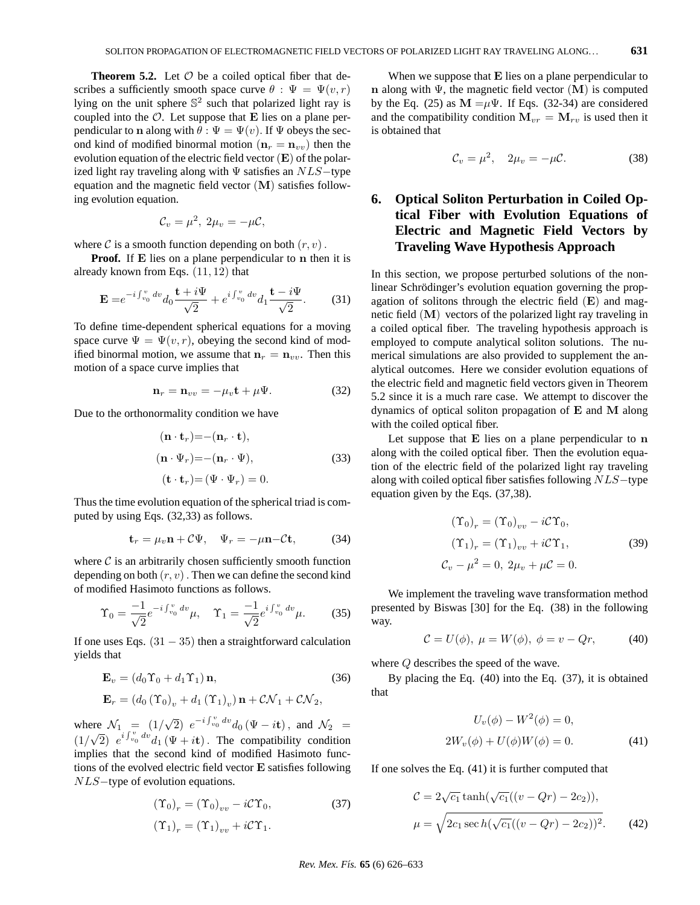**Theorem 5.2.** Let $\mathcal{O}$ be a coiled optical fiber that describes a sufficiently smooth space curve $\theta : \Psi = \Psi(v, r)$ lying on the unit sphere $\mathbb{S}^2$ such that polarized light ray is coupled into the $\mathcal{O}$. Let suppose that $\mathbf{E}$ lies on a plane perpendicular to $\mathbf{n}$ along with $\theta : \Psi = \Psi(v)$. If $\Psi$ obeys the second kind of modified binormal motion $(\mathbf{n}_r = \mathbf{n}_{vv})$ then the evolution equation of the electric field vector $(\mathbf{E})$ of the polarized light ray traveling along with $\Psi$ satisfies an $NLS-$type equation and the magnetic field vector $(\mathbf{M})$ satisfies following evolution equation.

$$\mathcal{C}_v = \mu^2, \; 2\mu_v = -\mu\mathcal{C},$$

where $\mathcal{C}$ is a smooth function depending on both $(r, v)$.

**Proof.** If $\mathbf{E}$ lies on a plane perpendicular to $\mathbf{n}$ then it is already known from Eqs. $(11, 12)$ that

$$\mathbf{E} = e^{-i\int_{v_0}^{v} dv} d_0 \frac{\mathbf{t} + i\Psi}{\sqrt{2}} + e^{i\int_{v_0}^{v} dv} d_1 \frac{\mathbf{t} - i\Psi}{\sqrt{2}}. \quad (31)$$

To define time-dependent spherical equations for a moving space curve $\Psi = \Psi(v, r)$, obeying the second kind of modified binormal motion, we assume that $\mathbf{n}_r = \mathbf{n}_{vv}$. Then this motion of a space curve implies that

$$\mathbf{n}_r = \mathbf{n}_{vv} = -\mu_v \mathbf{t} + \mu\Psi. \quad (32)$$

Due to the orthonormality condition we have

$$\begin{aligned}(\mathbf{n} \cdot \mathbf{t}_r) &= -(\mathbf{n}_r \cdot \mathbf{t}),\\ (\mathbf{n} \cdot \Psi_r) &= -(\mathbf{n}_r \cdot \Psi),\\ (\mathbf{t} \cdot \mathbf{t}_r) &= (\Psi \cdot \Psi_r) = 0.\end{aligned} \quad (33)$$

Thus the time evolution equation of the spherical triad is computed by using Eqs. (32,33) as follows.

$$\mathbf{t}_r = \mu_v \mathbf{n} + \mathcal{C}\Psi, \quad \Psi_r = -\mu\mathbf{n} - \mathcal{C}\mathbf{t}, \quad (34)$$

where $\mathcal{C}$ is an arbitrarily chosen sufficiently smooth function depending on both $(r, v)$. Then we can define the second kind of modified Hasimoto functions as follows.

$$\Upsilon_0 = \frac{-1}{\sqrt{2}} e^{-i\int_{v_0}^{v} dv} \mu, \quad \Upsilon_1 = \frac{-1}{\sqrt{2}} e^{i\int_{v_0}^{v} dv} \mu. \quad (35)$$

If one uses Eqs. $(31 - 35)$ then a straightforward calculation yields that

$$\begin{aligned}\mathbf{E}_v &= (d_0 \Upsilon_0 + d_1 \Upsilon_1)\, \mathbf{n}, \quad (36)\\ \mathbf{E}_r &= \left(d_0 (\Upsilon_0)_v + d_1 (\Upsilon_1)_v\right) \mathbf{n} + \mathcal{C}\mathcal{N}_1 + \mathcal{C}\mathcal{N}_2,\end{aligned}$$

where $\mathcal{N}_1 = (1/\sqrt{2})\; e^{-i\int_{v_0}^{v} dv} d_0 (\Psi - i\mathbf{t})$, and $\mathcal{N}_2 = (1/\sqrt{2})\; e^{i\int_{v_0}^{v} dv} d_1 (\Psi + i\mathbf{t})$. The compatibility condition implies that the second kind of modified Hasimoto functions of the evolved electric field vector $\mathbf{E}$ satisfies following $NLS-$type of evolution equations.

$$\begin{aligned}(\Upsilon_0)_r &= (\Upsilon_0)_{vv} - i\mathcal{C}\Upsilon_0, \quad (37)\\ (\Upsilon_1)_r &= (\Upsilon_1)_{vv} + i\mathcal{C}\Upsilon_1.\end{aligned}$$

When we suppose that $\mathbf{E}$ lies on a plane perpendicular to $\mathbf{n}$ along with $\Psi$, the magnetic field vector $(\mathbf{M})$ is computed by the Eq. (25) as $\mathbf{M} = \mu\Psi$. If Eqs. (32-34) are considered and the compatibility condition $\mathbf{M}_{vr} = \mathbf{M}_{rv}$ is used then it is obtained that

$$\mathcal{C}_v = \mu^2, \quad 2\mu_v = -\mu\mathcal{C}. \quad (38)$$

## 6. Optical Soliton Perturbation in Coiled Optical Fiber with Evolution Equations of Electric and Magnetic Field Vectors by Traveling Wave Hypothesis Approach

In this section, we propose perturbed solutions of the nonlinear Schrödinger's evolution equation governing the propagation of solitons through the electric field $(\mathbf{E})$ and magnetic field $(\mathbf{M})$ vectors of the polarized light ray traveling in a coiled optical fiber. The traveling hypothesis approach is employed to compute analytical soliton solutions. The numerical simulations are also provided to supplement the analytical outcomes. Here we consider evolution equations of the electric field and magnetic field vectors given in Theorem 5.2 since it is a much rare case. We attempt to discover the dynamics of optical soliton propagation of $\mathbf{E}$ and $\mathbf{M}$ along with the coiled optical fiber.

Let suppose that $\mathbf{E}$ lies on a plane perpendicular to $\mathbf{n}$ along with the coiled optical fiber. Then the evolution equation of the electric field of the polarized light ray traveling along with coiled optical fiber satisfies following $NLS-$type equation given by the Eqs. (37,38).

$$\begin{aligned}(\Upsilon_0)_r &= (\Upsilon_0)_{vv} - i\mathcal{C}\Upsilon_0,\\ (\Upsilon_1)_r &= (\Upsilon_1)_{vv} + i\mathcal{C}\Upsilon_1,\\ \mathcal{C}_v - \mu^2 &= 0, \; 2\mu_v + \mu\mathcal{C} = 0.\end{aligned} \quad (39)$$

We implement the traveling wave transformation method presented by Biswas [30] for the Eq. (38) in the following way.

$$\mathcal{C} = U(\phi), \; \mu = W(\phi), \; \phi = v - Qr, \quad (40)$$

where $Q$ describes the speed of the wave.

By placing the Eq. (40) into the Eq. (37), it is obtained that

$$\begin{aligned}U_v(\phi) - W^2(\phi) &= 0,\\ 2W_v(\phi) + U(\phi)W(\phi) &= 0.\end{aligned} \quad (41)$$

If one solves the Eq. (41) it is further computed that

$$\begin{aligned}\mathcal{C} &= 2\sqrt{c_1}\tanh(\sqrt{c_1}((v - Qr) - 2c_2)),\\ \mu &= \sqrt{2c_1 \sec h(\sqrt{c_1}((v - Qr) - 2c_2))^2}.\end{aligned} \quad (42)$$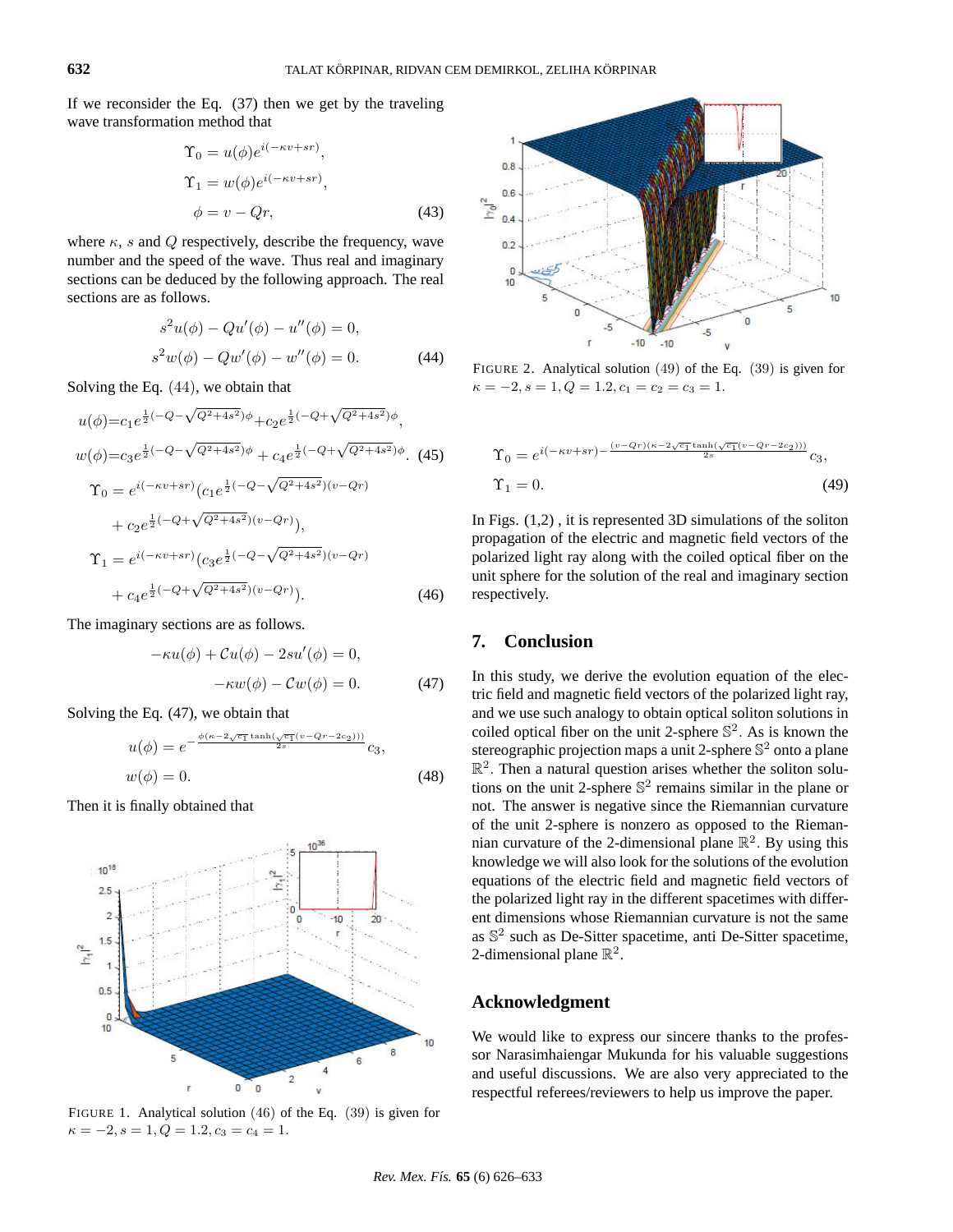If we reconsider the Eq. (37) then we get by the traveling wave transformation method that

$$\Upsilon_0 = u(\phi)e^{i(-\kappa v+sr)},$$
$$\Upsilon_1 = w(\phi)e^{i(-\kappa v+sr)},$$
$$\phi = v - Qr, \tag{43}$$

where $\kappa$, $s$ and $Q$ respectively, describe the frequency, wave number and the speed of the wave. Thus real and imaginary sections can be deduced by the following approach. The real sections are as follows.

$$s^2u(\phi) - Qu'(\phi) - u''(\phi) = 0,$$
$$s^2w(\phi) - Qw'(\phi) - w''(\phi) = 0. \tag{44}$$

Solving the Eq. (44), we obtain that

$$u(\phi)=c_1e^{\frac{1}{2}(-Q-\sqrt{Q^2+4s^2})\phi}+c_2e^{\frac{1}{2}(-Q+\sqrt{Q^2+4s^2})\phi},$$
$$w(\phi)=c_3e^{\frac{1}{2}(-Q-\sqrt{Q^2+4s^2})\phi} + c_4e^{\frac{1}{2}(-Q+\sqrt{Q^2+4s^2})\phi}. \tag{45}$$

$$\Upsilon_0 = e^{i(-\kappa v+sr)}(c_1e^{\frac{1}{2}(-Q-\sqrt{Q^2+4s^2})(v-Qr)} + c_2e^{\frac{1}{2}(-Q+\sqrt{Q^2+4s^2})(v-Qr)}),$$
$$\Upsilon_1 = e^{i(-\kappa v+sr)}(c_3e^{\frac{1}{2}(-Q-\sqrt{Q^2+4s^2})(v-Qr)} + c_4e^{\frac{1}{2}(-Q+\sqrt{Q^2+4s^2})(v-Qr)}). \tag{46}$$

The imaginary sections are as follows.

$$-\kappa u(\phi) + \mathcal{C}u(\phi) - 2su'(\phi) = 0,$$
$$-\kappa w(\phi) - \mathcal{C}w(\phi) = 0. \tag{47}$$

Solving the Eq. (47), we obtain that

$$u(\phi) = e^{-\frac{\phi(\kappa-2\sqrt{c_1}\tanh(\sqrt{c_1}(v-Qr-2c_2)))}{2s}}c_3,$$
$$w(\phi) = 0. \tag{48}$$

Then it is finally obtained that

FIGURE 1. Analytical solution (46) of the Eq. (39) is given for $\kappa = -2, s = 1, Q = 1.2, c_3 = c_4 = 1$.

FIGURE 2. Analytical solution (49) of the Eq. (39) is given for $\kappa = -2, s = 1, Q = 1.2, c_1 = c_2 = c_3 = 1$.

$$\Upsilon_0 = e^{i(-\kappa v+sr)-\frac{(v-Qr)(\kappa-2\sqrt{c_1}\tanh(\sqrt{c_1}(v-Qr-2c_2)))}{2s}}c_3,$$
$$\Upsilon_1 = 0. \tag{49}$$

In Figs. (1,2) , it is represented 3D simulations of the soliton propagation of the electric and magnetic field vectors of the polarized light ray along with the coiled optical fiber on the unit sphere for the solution of the real and imaginary section respectively.

## 7. Conclusion

In this study, we derive the evolution equation of the electric field and magnetic field vectors of the polarized light ray, and we use such analogy to obtain optical soliton solutions in coiled optical fiber on the unit 2-sphere $\mathbb{S}^2$. As is known the stereographic projection maps a unit 2-sphere $\mathbb{S}^2$ onto a plane $\mathbb{R}^2$. Then a natural question arises whether the soliton solutions on the unit 2-sphere $\mathbb{S}^2$ remains similar in the plane or not. The answer is negative since the Riemannian curvature of the unit 2-sphere is nonzero as opposed to the Riemannian curvature of the 2-dimensional plane $\mathbb{R}^2$. By using this knowledge we will also look for the solutions of the evolution equations of the electric field and magnetic field vectors of the polarized ray in the different spacetimes with different dimensions whose Riemannian curvature is not the same as $\mathbb{S}^2$ such as De-Sitter spacetime, anti De-Sitter spacetime, 2-dimensional plane $\mathbb{R}^2$.

## Acknowledgment

We would like to express our sincere thanks to the professor Narasimhaiengar Mukunda for his valuable suggestions and useful discussions. We are also very appreciated to the respectful referees/reviewers to help us improve the paper.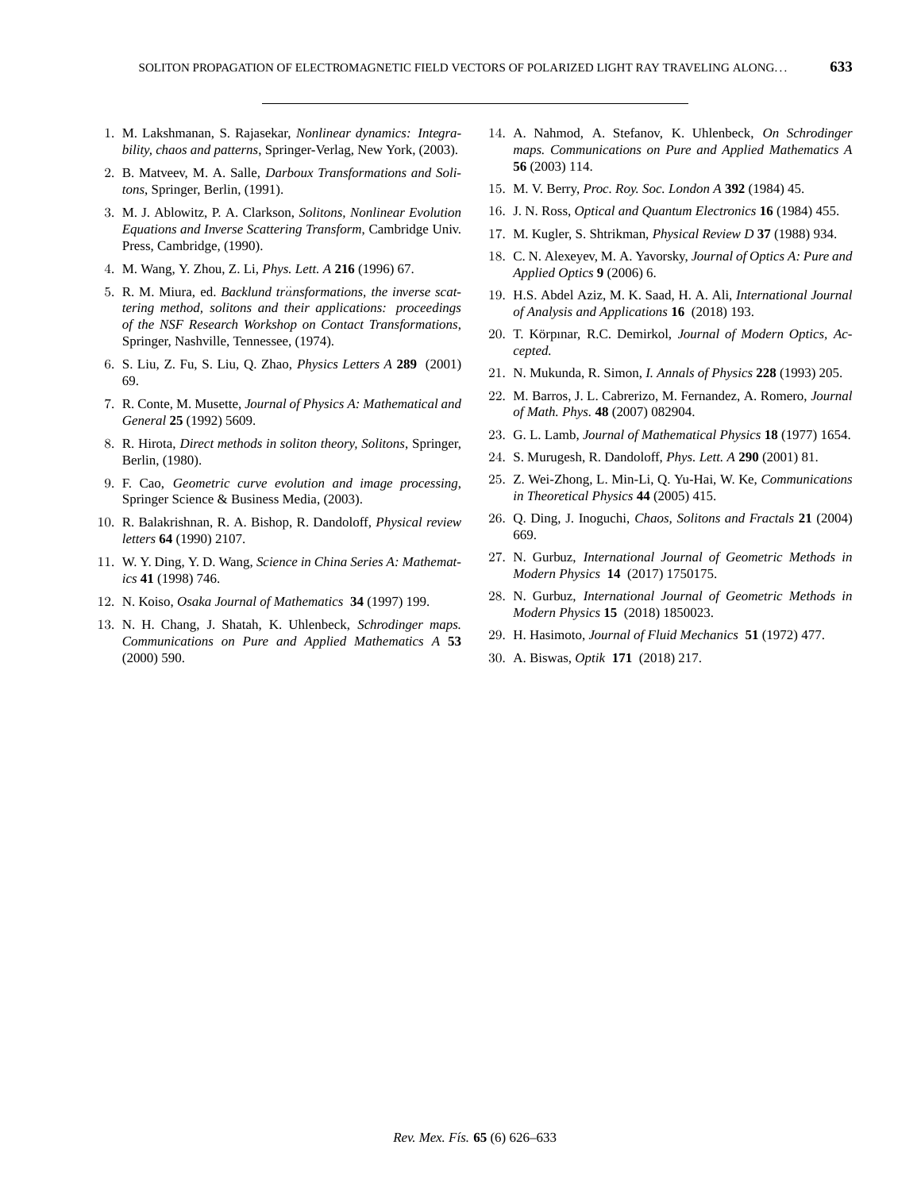1. M. Lakshmanan, S. Rajasekar, *Nonlinear dynamics: Integrability, chaos and patterns*, Springer-Verlag, New York, (2003).
2. B. Matveev, M. A. Salle, *Darboux Transformations and Solitons*, Springer, Berlin, (1991).
3. M. J. Ablowitz, P. A. Clarkson, *Solitons, Nonlinear Evolution Equations and Inverse Scattering Transform*, Cambridge Univ. Press, Cambridge, (1990).
4. M. Wang, Y. Zhou, Z. Li, *Phys. Lett. A* **216** (1996) 67.
5. R. M. Miura, ed. *Backlund tr**ä**nsformations, the inverse scattering method, solitons and their applications: proceedings of the NSF Research Workshop on Contact Transformations*, Springer, Nashville, Tennessee, (1974).
6. S. Liu, Z. Fu, S. Liu, Q. Zhao, *Physics Letters A* **289** (2001) 69.
7. R. Conte, M. Musette, *Journal of Physics A: Mathematical and General* **25** (1992) 5609.
8. R. Hirota, *Direct methods in soliton theory, Solitons*, Springer, Berlin, (1980).
9. F. Cao, *Geometric curve evolution and image processing*, Springer Science & Business Media, (2003).
10. R. Balakrishnan, R. A. Bishop, R. Dandoloff, *Physical review letters* **64** (1990) 2107.
11. W. Y. Ding, Y. D. Wang, *Science in China Series A: Mathematics* **41** (1998) 746.
12. N. Koiso, *Osaka Journal of Mathematics* **34** (1997) 199.
13. N. H. Chang, J. Shatah, K. Uhlenbeck, *Schrodinger maps. Communications on Pure and Applied Mathematics A* **53** (2000) 590.
14. A. Nahmod, A. Stefanov, K. Uhlenbeck, *On Schrodinger maps. Communications on Pure and Applied Mathematics A* **56** (2003) 114.
15. M. V. Berry, *Proc. Roy. Soc. London A* **392** (1984) 45.
16. J. N. Ross, *Optical and Quantum Electronics* **16** (1984) 455.
17. M. Kugler, S. Shtrikman, *Physical Review D* **37** (1988) 934.
18. C. N. Alexeyev, M. A. Yavorsky, *Journal of Optics A: Pure and Applied Optics* **9** (2006) 6.
19. H.S. Abdel Aziz, M. K. Saad, H. A. Ali, *International Journal of Analysis and Applications* **16** (2018) 193.
20. T. Körpınar, R.C. Demirkol, *Journal of Modern Optics, Accepted.*
21. N. Mukunda, R. Simon, *I. Annals of Physics* **228** (1993) 205.
22. M. Barros, J. L. Cabrerizo, M. Fernandez, A. Romero, *Journal of Math. Phys.* **48** (2007) 082904.
23. G. L. Lamb, *Journal of Mathematical Physics* **18** (1977) 1654.
24. S. Murugesh, R. Dandoloff, *Phys. Lett. A* **290** (2001) 81.
25. Z. Wei-Zhong, L. Min-Li, Q. Yu-Hai, W. Ke, *Communications in Theoretical Physics* **44** (2005) 415.
26. Q. Ding, J. Inoguchi, *Chaos, Solitons and Fractals* **21** (2004) 669.
27. N. Gurbuz, *International Journal of Geometric Methods in Modern Physics* **14** (2017) 1750175.
28. N. Gurbuz, *International Journal of Geometric Methods in Modern Physics* **15** (2018) 1850023.
29. H. Hasimoto, *Journal of Fluid Mechanics* **51** (1972) 477.
30. A. Biswas, *Optik* **171** (2018) 217.